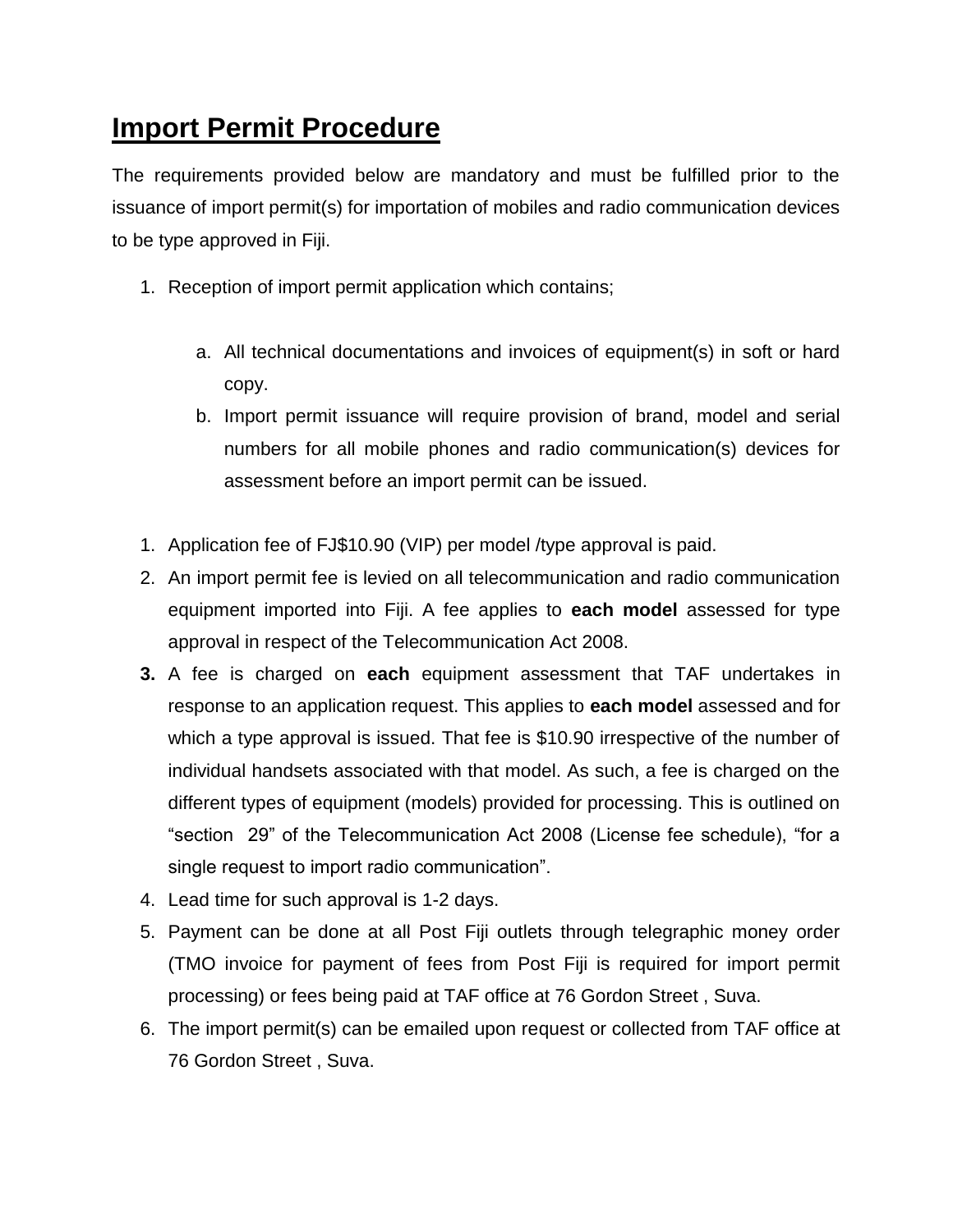# Import Permit Procedure

The requirements provided below are mandatory and must be fulfilled prior to the issuance of import permit(s) for importation of mobiles and radio communication devices to be type approved in Fiji.

1. Reception of import permit application which contains;

    a. All technical documentations and invoices of equipment(s) in soft or hard copy.
    b. Import permit issuance will require provision of brand, model and serial numbers for all mobile phones and radio communication(s) devices for assessment before an import permit can be issued.

1. Application fee of FJ$10.90 (VIP) per model /type approval is paid.
2. An import permit fee is levied on all telecommunication and radio communication equipment imported into Fiji. A fee applies to **each model** assessed for type approval in respect of the Telecommunication Act 2008.
3. A fee is charged on **each** equipment assessment that TAF undertakes in response to an application request. This applies to **each model** assessed and for which a type approval is issued. That fee is $10.90 irrespective of the number of individual handsets associated with that model. As such, a fee is charged on the different types of equipment (models) provided for processing. This is outlined on "section 29" of the Telecommunication Act 2008 (License fee schedule), "for a single request to import radio communication".
4. Lead time for such approval is 1-2 days.
5. Payment can be done at all Post Fiji outlets through telegraphic money order (TMO invoice for payment of fees from Post Fiji is required for import permit processing) or fees being paid at TAF office at 76 Gordon Street , Suva.
6. The import permit(s) can be emailed upon request or collected from TAF office at 76 Gordon Street , Suva.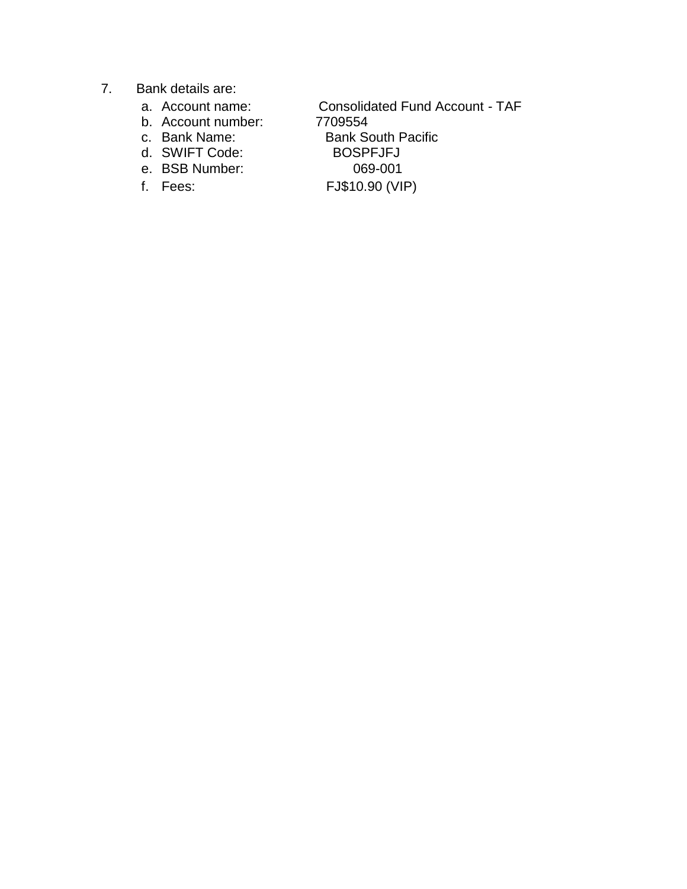7. Bank details are:

   a. Account name: Consolidated Fund Account - TAF
   b. Account number: 7709554
   c. Bank Name: Bank South Pacific
   d. SWIFT Code: BOSPFJFJ
   e. BSB Number: 069-001
   f. Fees: FJ$10.90 (VIP)